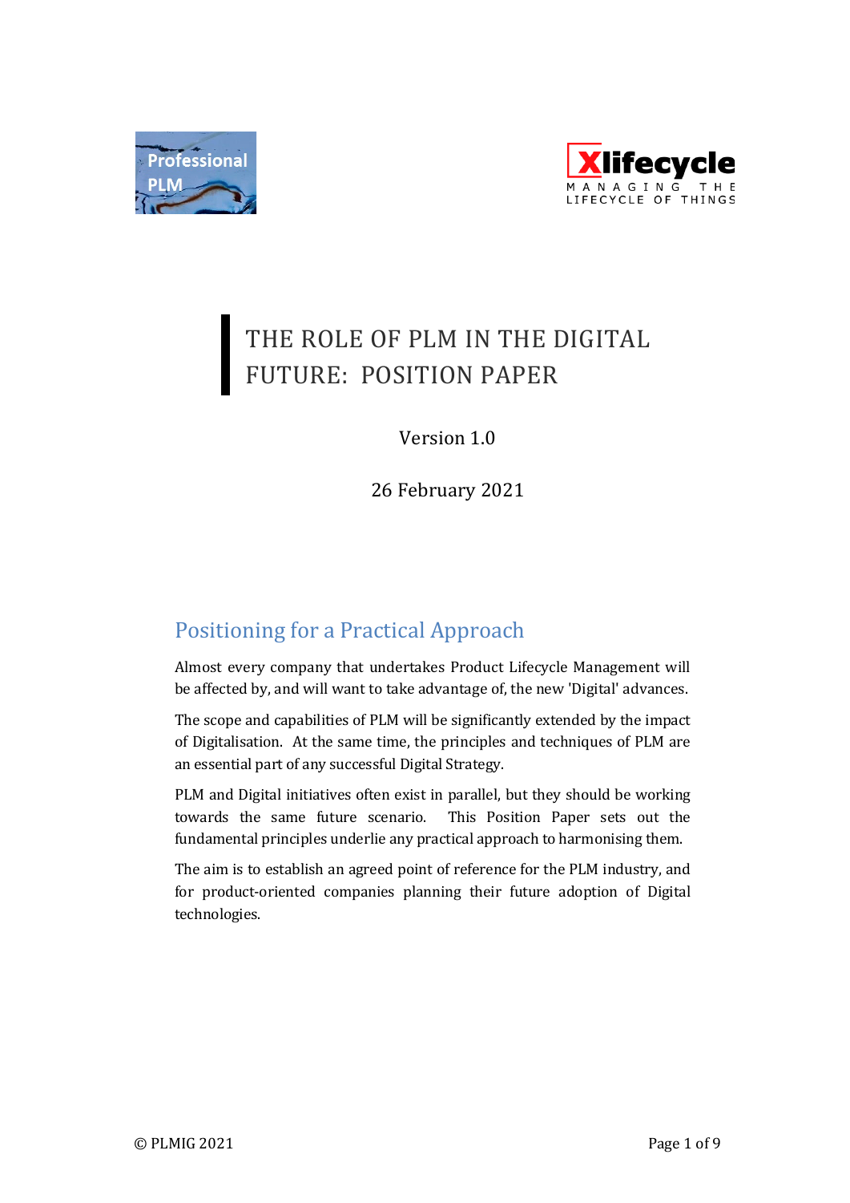# THE ROLE OF PLM IN THE DIGITAL FUTURE: POSITION PAPER

Version 1.0

26 February 2021

## Positioning for a Practical Approach

Almost every company that undertakes Product Lifecycle Management will be affected by, and will want to take advantage of, the new 'Digital' advances.

The scope and capabilities of PLM will be significantly extended by the impact of Digitalisation. At the same time, the principles and techniques of PLM are an essential part of any successful Digital Strategy.

PLM and Digital initiatives often exist in parallel, but they should be working towards the same future scenario. This Position Paper sets out the fundamental principles underlie any practical approach to harmonising them.

The aim is to establish an agreed point of reference for the PLM industry, and for product-oriented companies planning their future adoption of Digital technologies.

© PLMIG 2021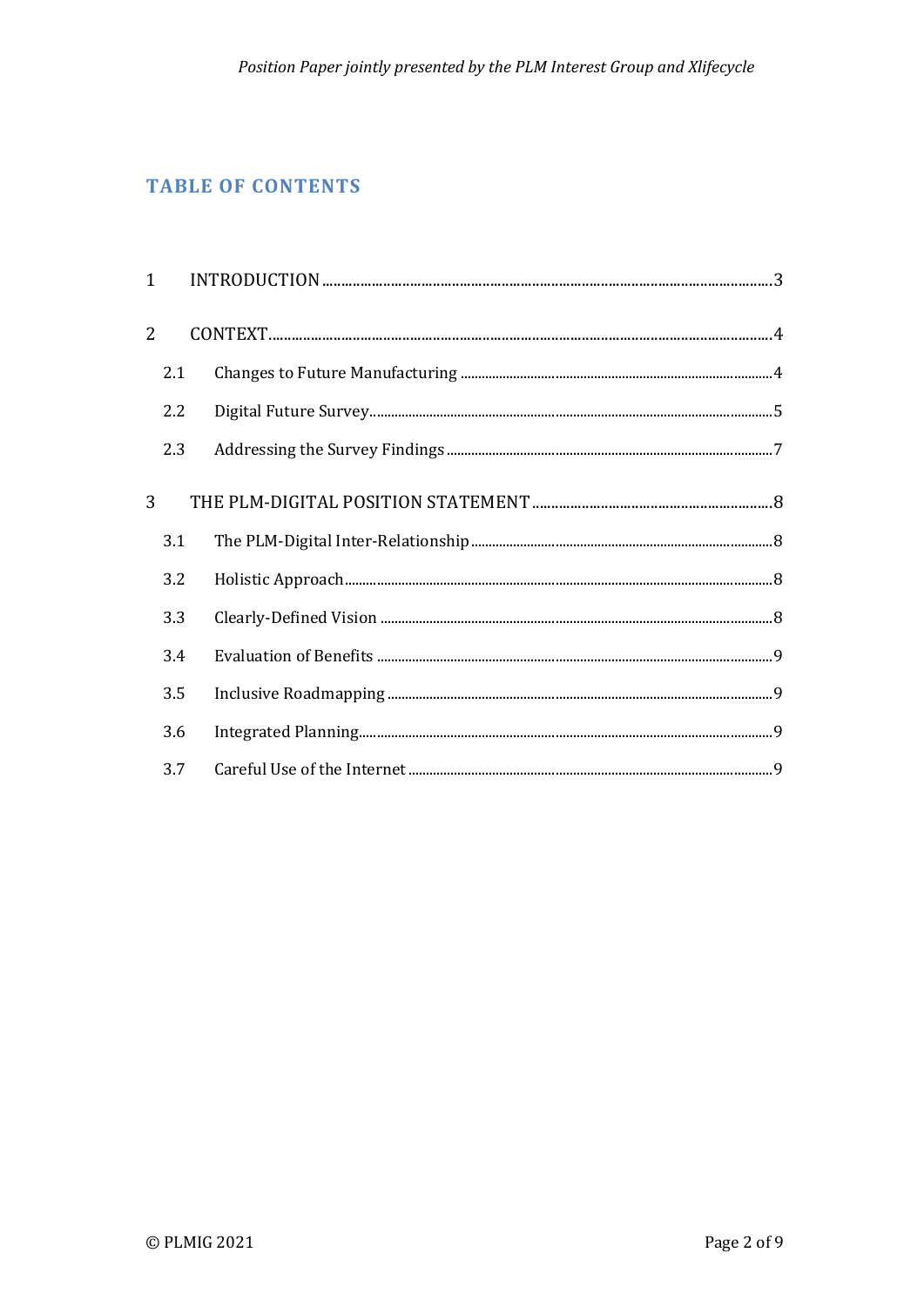## TABLE OF CONTENTS

1 INTRODUCTION ..... 3

2 CONTEXT ..... 4

- 2.1 Changes to Future Manufacturing ..... 4
- 2.2 Digital Future Survey ..... 5
- 2.3 Addressing the Survey Findings ..... 7

3 THE PLM-DIGITAL POSITION STATEMENT ..... 8

- 3.1 The PLM-Digital Inter-Relationship ..... 8
- 3.2 Holistic Approach ..... 8
- 3.3 Clearly-Defined Vision ..... 8
- 3.4 Evaluation of Benefits ..... 9
- 3.5 Inclusive Roadmapping ..... 9
- 3.6 Integrated Planning ..... 9
- 3.7 Careful Use of the Internet ..... 9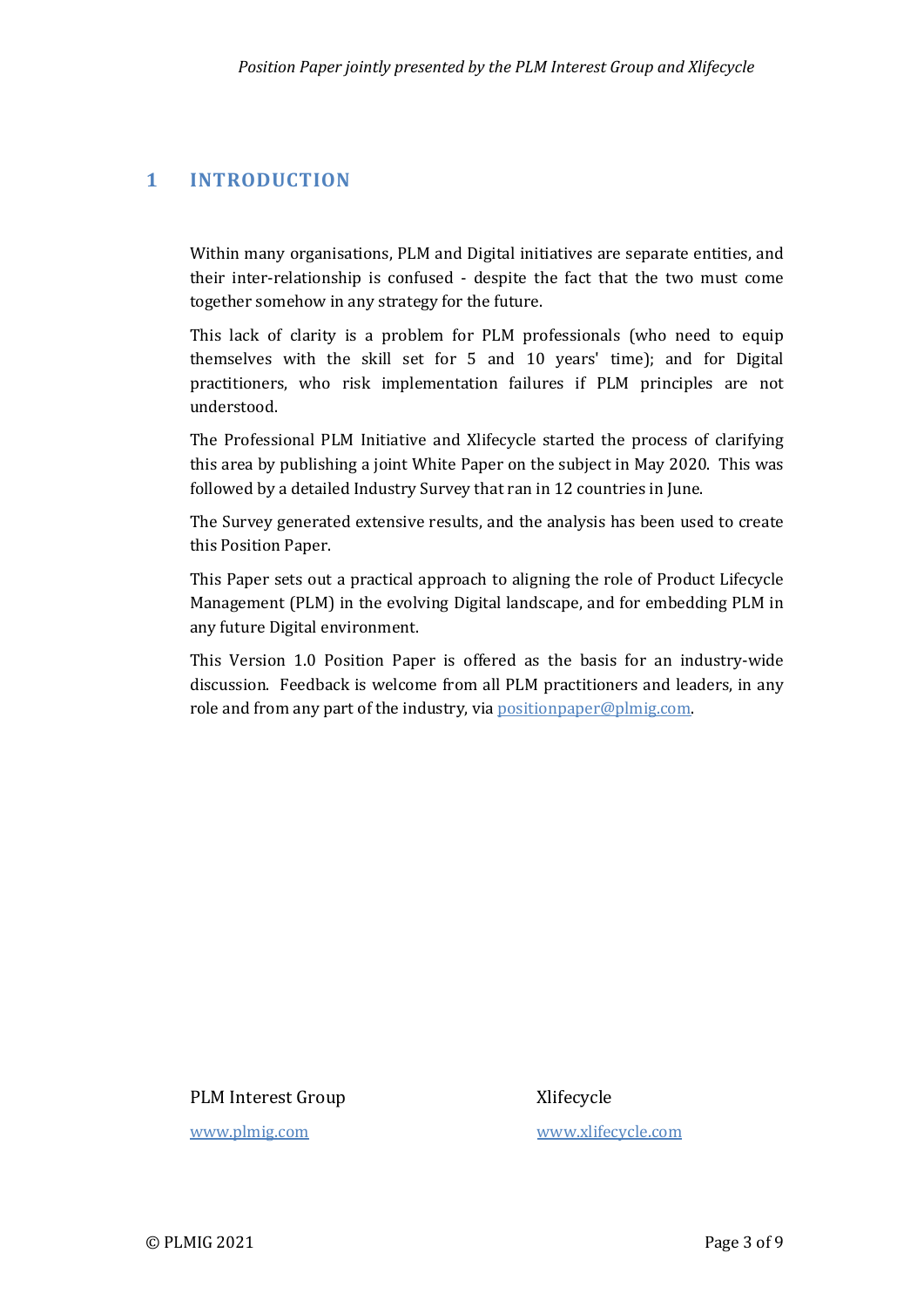# 1 INTRODUCTION

Within many organisations, PLM and Digital initiatives are separate entities, and their inter-relationship is confused - despite the fact that the two must come together somehow in any strategy for the future.

This lack of clarity is a problem for PLM professionals (who need to equip themselves with the skill set for 5 and 10 years' time); and for Digital practitioners, who risk implementation failures if PLM principles are not understood.

The Professional PLM Initiative and Xlifecycle started the process of clarifying this area by publishing a joint White Paper on the subject in May 2020. This was followed by a detailed Industry Survey that ran in 12 countries in June.

The Survey generated extensive results, and the analysis has been used to create this Position Paper.

This Paper sets out a practical approach to aligning the role of Product Lifecycle Management (PLM) in the evolving Digital landscape, and for embedding PLM in any future Digital environment.

This Version 1.0 Position Paper is offered as the basis for an industry-wide discussion. Feedback is welcome from all PLM practitioners and leaders, in any role and from any part of the industry, via [positionpaper@plmig.com](mailto:positionpaper@plmig.com).

PLM Interest Group

[www.plmig.com](http://www.plmig.com)

Xlifecycle

[www.xlifecycle.com](http://www.xlifecycle.com)

© PLMIG 2021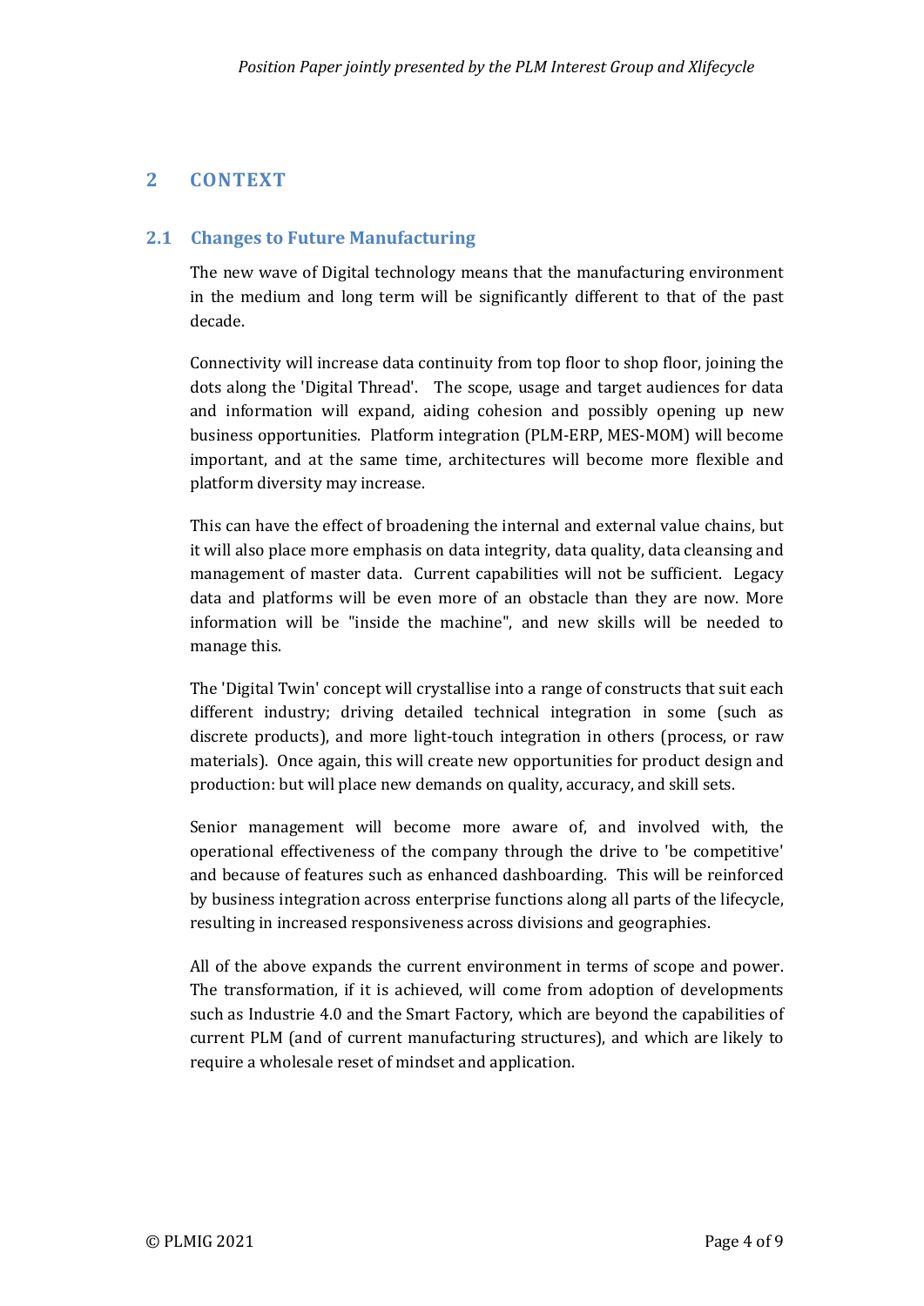## 2 CONTEXT

### 2.1 Changes to Future Manufacturing

The new wave of Digital technology means that the manufacturing environment in the medium and long term will be significantly different to that of the past decade.

Connectivity will increase data continuity from top floor to shop floor, joining the dots along the 'Digital Thread'. The scope, usage and target audiences for data and information will expand, aiding cohesion and possibly opening up new business opportunities. Platform integration (PLM-ERP, MES-MOM) will become important, and at the same time, architectures will become more flexible and platform diversity may increase.

This can have the effect of broadening the internal and external value chains, but it will also place more emphasis on data integrity, data quality, data cleansing and management of master data. Current capabilities will not be sufficient. Legacy data and platforms will be even more of an obstacle than they are now. More information will be "inside the machine", and new skills will be needed to manage this.

The 'Digital Twin' concept will crystallise into a range of constructs that suit each different industry; driving detailed technical integration in some (such as discrete products), and more light-touch integration in others (process, or raw materials). Once again, this will create new opportunities for product design and production: but will place new demands on quality, accuracy, and skill sets.

Senior management will become more aware of, and involved with, the operational effectiveness of the company through the drive to 'be competitive' and because of features such as enhanced dashboarding. This will be reinforced by business integration across enterprise functions along all parts of the lifecycle, resulting in increased responsiveness across divisions and geographies.

All of the above expands the current environment in terms of scope and power. The transformation, if it is achieved, will come from adoption of developments such as Industrie 4.0 and the Smart Factory, which are beyond the capabilities of current PLM (and of current manufacturing structures), and which are likely to require a wholesale reset of mindset and application.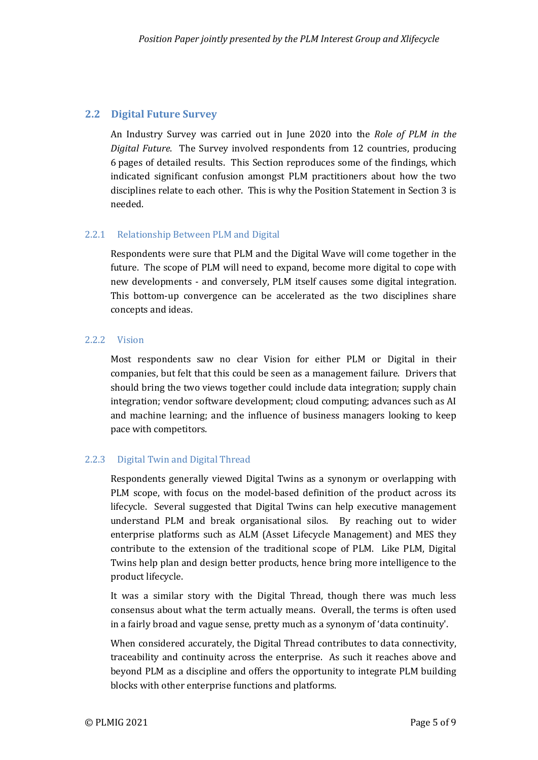## 2.2 Digital Future Survey

An Industry Survey was carried out in June 2020 into the *Role of PLM in the Digital Future*. The Survey involved respondents from 12 countries, producing 6 pages of detailed results. This Section reproduces some of the findings, which indicated significant confusion amongst PLM practitioners about how the two disciplines relate to each other. This is why the Position Statement in Section 3 is needed.

### 2.2.1 Relationship Between PLM and Digital

Respondents were sure that PLM and the Digital Wave will come together in the future. The scope of PLM will need to expand, become more digital to cope with new developments - and conversely, PLM itself causes some digital integration. This bottom-up convergence can be accelerated as the two disciplines share concepts and ideas.

### 2.2.2 Vision

Most respondents saw no clear Vision for either PLM or Digital in their companies, but felt that this could be seen as a management failure. Drivers that should bring the two views together could include data integration; supply chain integration; vendor software development; cloud computing; advances such as AI and machine learning; and the influence of business managers looking to keep pace with competitors.

### 2.2.3 Digital Twin and Digital Thread

Respondents generally viewed Digital Twins as a synonym or overlapping with PLM scope, with focus on the model-based definition of the product across its lifecycle. Several suggested that Digital Twins can help executive management understand PLM and break organisational silos. By reaching out to wider enterprise platforms such as ALM (Asset Lifecycle Management) and MES they contribute to the extension of the traditional scope of PLM. Like PLM, Digital Twins help plan and design better products, hence bring more intelligence to the product lifecycle.

It was a similar story with the Digital Thread, though there was much less consensus about what the term actually means. Overall, the terms is often used in a fairly broad and vague sense, pretty much as a synonym of 'data continuity'.

When considered accurately, the Digital Thread contributes to data connectivity, traceability and continuity across the enterprise. As such it reaches above and beyond PLM as a discipline and offers the opportunity to integrate PLM building blocks with other enterprise functions and platforms.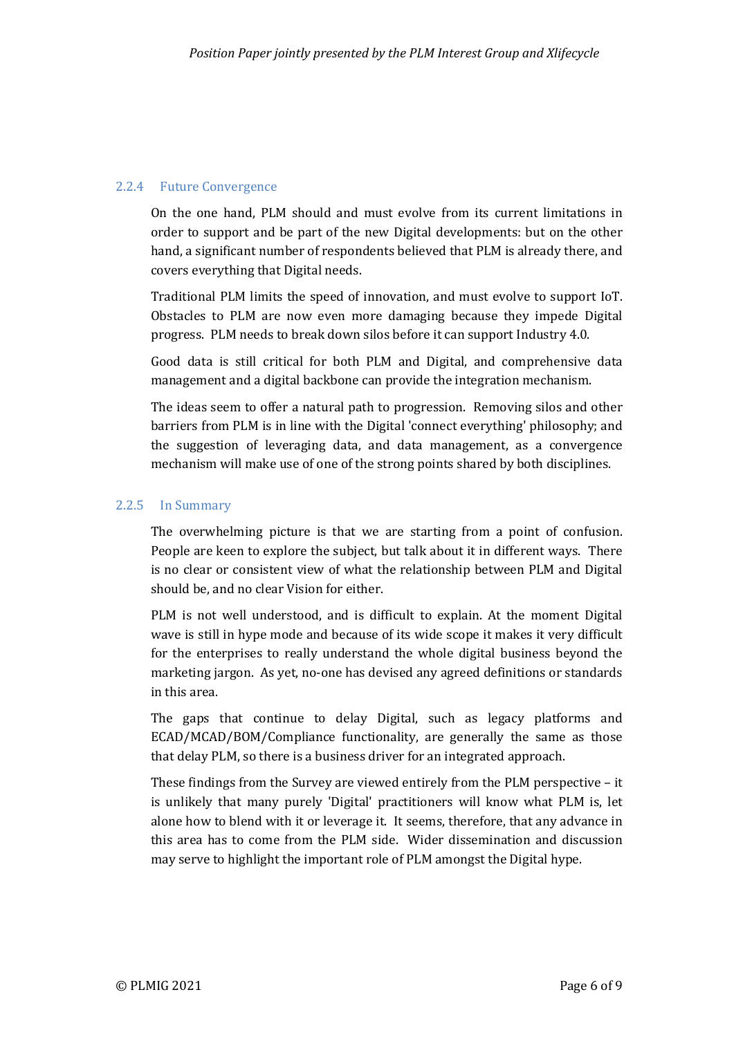### 2.2.4 Future Convergence

On the one hand, PLM should and must evolve from its current limitations in order to support and be part of the new Digital developments: but on the other hand, a significant number of respondents believed that PLM is already there, and covers everything that Digital needs.

Traditional PLM limits the speed of innovation, and must evolve to support IoT. Obstacles to PLM are now even more damaging because they impede Digital progress. PLM needs to break down silos before it can support Industry 4.0.

Good data is still critical for both PLM and Digital, and comprehensive data management and a digital backbone can provide the integration mechanism.

The ideas seem to offer a natural path to progression. Removing silos and other barriers from PLM is in line with the Digital 'connect everything' philosophy; and the suggestion of leveraging data, and data management, as a convergence mechanism will make use of one of the strong points shared by both disciplines.

### 2.2.5 In Summary

The overwhelming picture is that we are starting from a point of confusion. People are keen to explore the subject, but talk about it in different ways. There is no clear or consistent view of what the relationship between PLM and Digital should be, and no clear Vision for either.

PLM is not well understood, and is difficult to explain. At the moment Digital wave is still in hype mode and because of its wide scope it makes it very difficult for the enterprises to really understand the whole digital business beyond the marketing jargon. As yet, no-one has devised any agreed definitions or standards in this area.

The gaps that continue to delay Digital, such as legacy platforms and ECAD/MCAD/BOM/Compliance functionality, are generally the same as those that delay PLM, so there is a business driver for an integrated approach.

These findings from the Survey are viewed entirely from the PLM perspective – it is unlikely that many purely 'Digital' practitioners will know what PLM is, let alone how to blend with it or leverage it. It seems, therefore, that any advance in this area has to come from the PLM side. Wider dissemination and discussion may serve to highlight the important role of PLM amongst the Digital hype.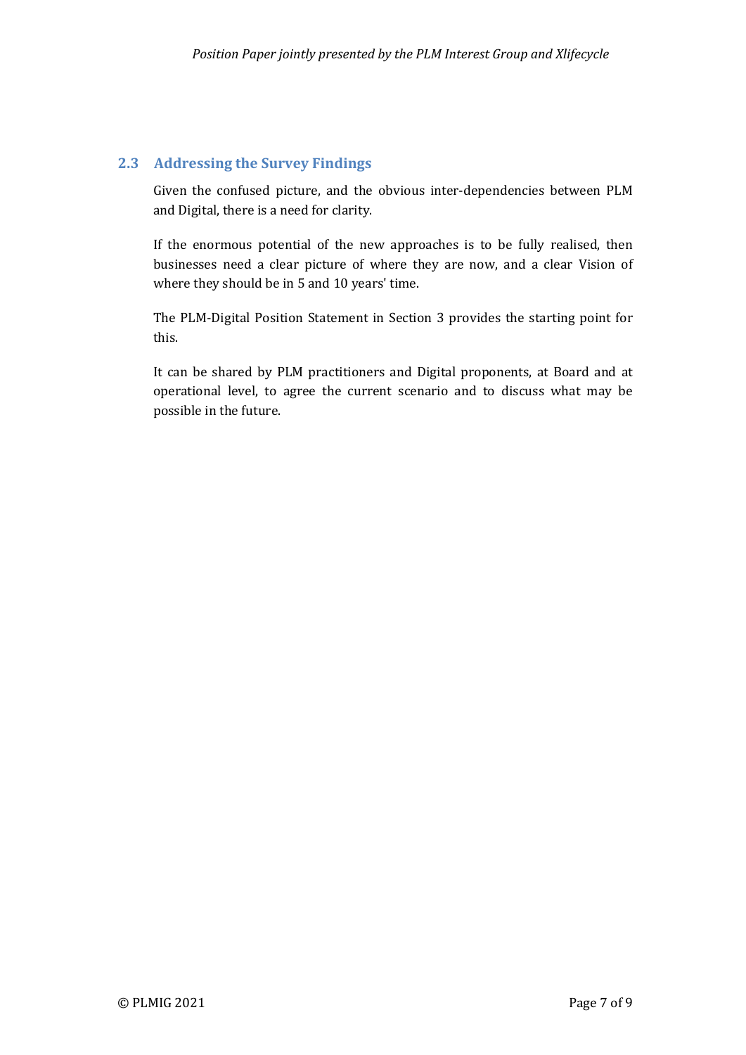## 2.3 Addressing the Survey Findings

Given the confused picture, and the obvious inter-dependencies between PLM and Digital, there is a need for clarity.

If the enormous potential of the new approaches is to be fully realised, then businesses need a clear picture of where they are now, and a clear Vision of where they should be in 5 and 10 years' time.

The PLM-Digital Position Statement in Section 3 provides the starting point for this.

It can be shared by PLM practitioners and Digital proponents, at Board and at operational level, to agree the current scenario and to discuss what may be possible in the future.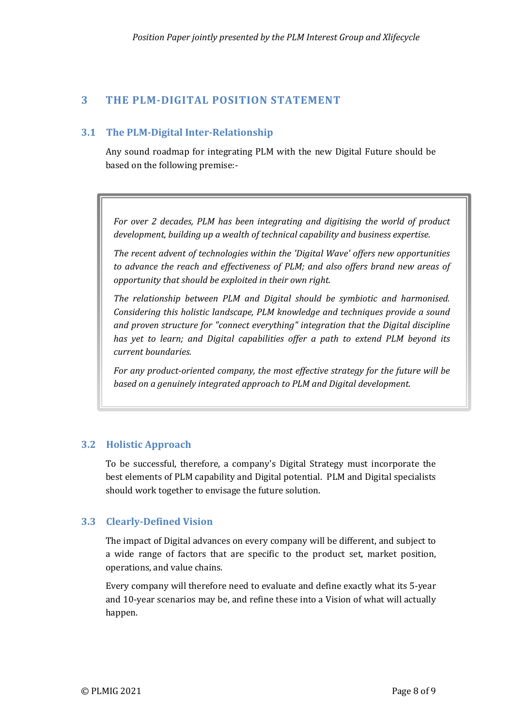# 3 THE PLM-DIGITAL POSITION STATEMENT

## 3.1 The PLM-Digital Inter-Relationship

Any sound roadmap for integrating PLM with the new Digital Future should be based on the following premise:-

> *For over 2 decades, PLM has been integrating and digitising the world of product development, building up a wealth of technical capability and business expertise.*
>
> *The recent advent of technologies within the 'Digital Wave' offers new opportunities to advance the reach and effectiveness of PLM; and also offers brand new areas of opportunity that should be exploited in their own right.*
>
> *The relationship between PLM and Digital should be symbiotic and harmonised. Considering this holistic landscape, PLM knowledge and techniques provide a sound and proven structure for "connect everything" integration that the Digital discipline has yet to learn; and Digital capabilities offer a path to extend PLM beyond its current boundaries.*
>
> *For any product-oriented company, the most effective strategy for the future will be based on a genuinely integrated approach to PLM and Digital development.*

## 3.2 Holistic Approach

To be successful, therefore, a company's Digital Strategy must incorporate the best elements of PLM capability and Digital potential. PLM and Digital specialists should work together to envisage the future solution.

## 3.3 Clearly-Defined Vision

The impact of Digital advances on every company will be different, and subject to a wide range of factors that are specific to the product set, market position, operations, and value chains.

Every company will therefore need to evaluate and define exactly what its 5-year and 10-year scenarios may be, and refine these into a Vision of what will actually happen.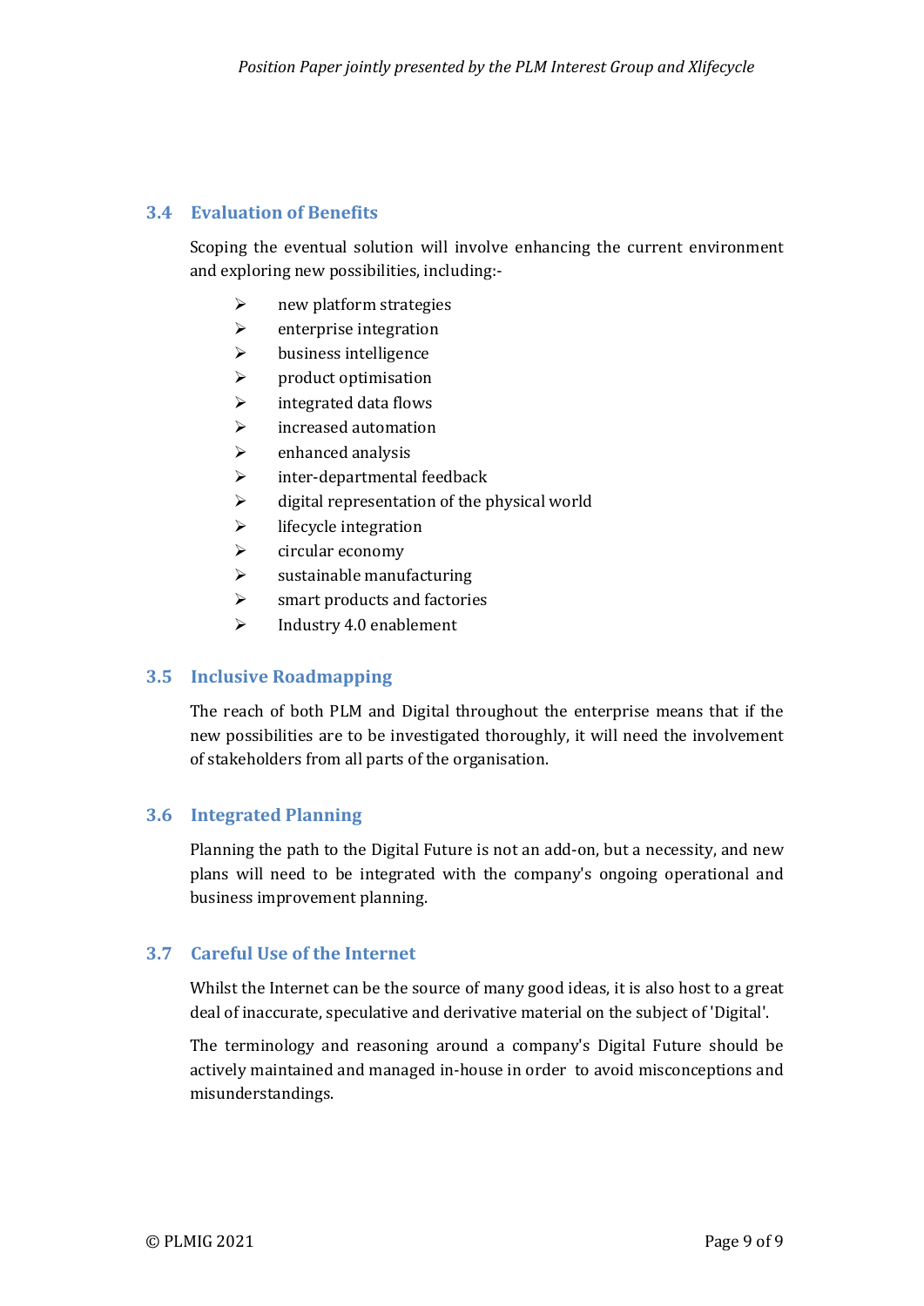### 3.4 Evaluation of Benefits

Scoping the eventual solution will involve enhancing the current environment and exploring new possibilities, including:-

- new platform strategies
- enterprise integration
- business intelligence
- product optimisation
- integrated data flows
- increased automation
- enhanced analysis
- inter-departmental feedback
- digital representation of the physical world
- lifecycle integration
- circular economy
- sustainable manufacturing
- smart products and factories
- Industry 4.0 enablement

### 3.5 Inclusive Roadmapping

The reach of both PLM and Digital throughout the enterprise means that if the new possibilities are to be investigated thoroughly, it will need the involvement of stakeholders from all parts of the organisation.

### 3.6 Integrated Planning

Planning the path to the Digital Future is not an add-on, but a necessity, and new plans will need to be integrated with the company's ongoing operational and business improvement planning.

### 3.7 Careful Use of the Internet

Whilst the Internet can be the source of many good ideas, it is also host to a great deal of inaccurate, speculative and derivative material on the subject of 'Digital'.

The terminology and reasoning around a company's Digital Future should be actively maintained and managed in-house in order to avoid misconceptions and misunderstandings.

© PLMIG 2021